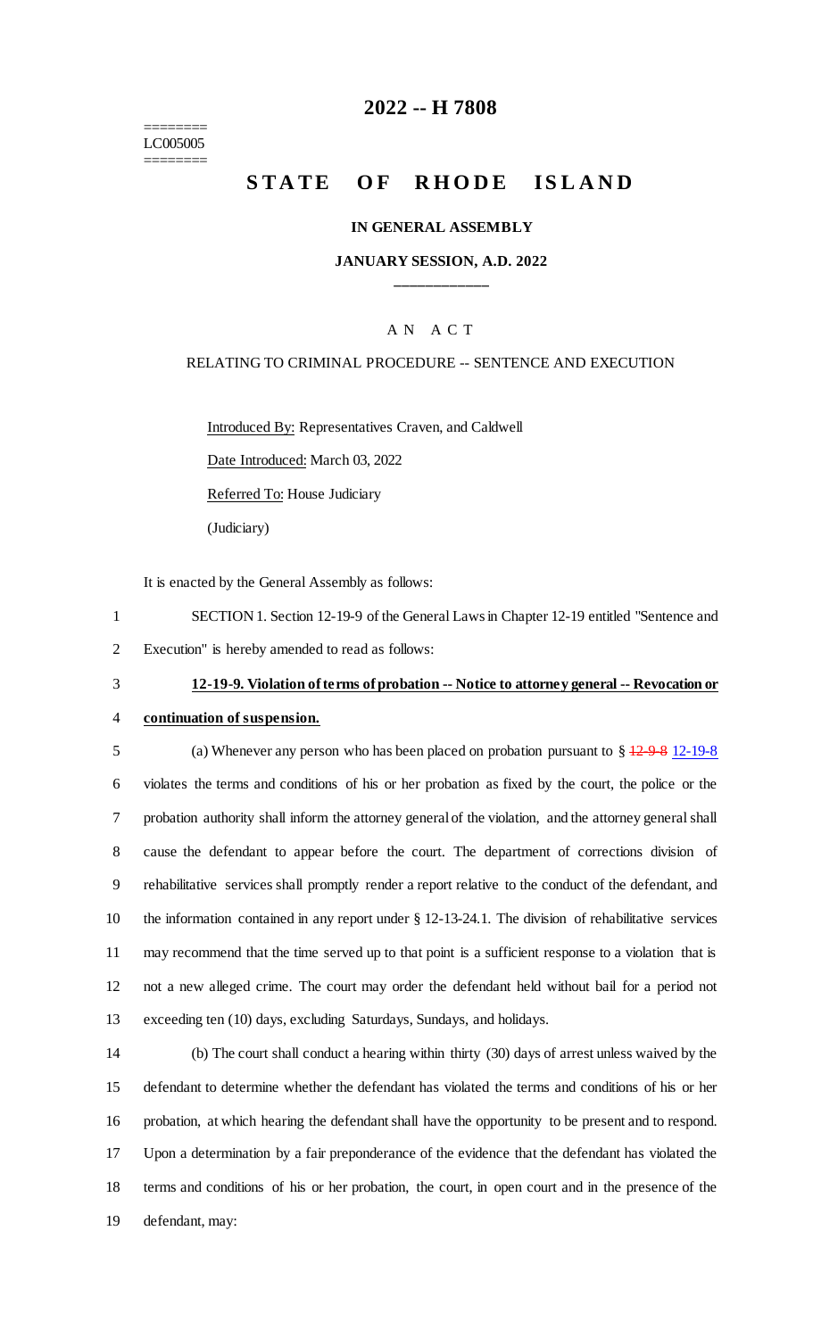========
LC005005
========

# 2022 -- H 7808

# STATE OF RHODE ISLAND

## IN GENERAL ASSEMBLY

## JANUARY SESSION, A.D. 2022

\_\_\_\_\_\_\_\_\_\_\_\_

### A N A C T

RELATING TO CRIMINAL PROCEDURE -- SENTENCE AND EXECUTION

Introduced By: Representatives Craven, and Caldwell

Date Introduced: March 03, 2022

Referred To: House Judiciary

(Judiciary)

It is enacted by the General Assembly as follows:

SECTION 1. Section 12-19-9 of the General Laws in Chapter 12-19 entitled "Sentence and Execution" is hereby amended to read as follows:

**12-19-9. Violation of terms of probation -- Notice to attorney general -- Revocation or continuation of suspension.**

(a) Whenever any person who has been placed on probation pursuant to § ~~12-9-8~~ 12-19-8 violates the terms and conditions of his or her probation as fixed by the court, the police or the probation authority shall inform the attorney general of the violation, and the attorney general shall cause the defendant to appear before the court. The department of corrections division of rehabilitative services shall promptly render a report relative to the conduct of the defendant, and the information contained in any report under § 12-13-24.1. The division of rehabilitative services may recommend that the time served up to that point is a sufficient response to a violation that is not a new alleged crime. The court may order the defendant held without bail for a period not exceeding ten (10) days, excluding Saturdays, Sundays, and holidays.

(b) The court shall conduct a hearing within thirty (30) days of arrest unless waived by the defendant to determine whether the defendant has violated the terms and conditions of his or her probation, at which hearing the defendant shall have the opportunity to be present and to respond. Upon a determination by a fair preponderance of the evidence that the defendant has violated the terms and conditions of his or her probation, the court, in open court and in the presence of the defendant, may: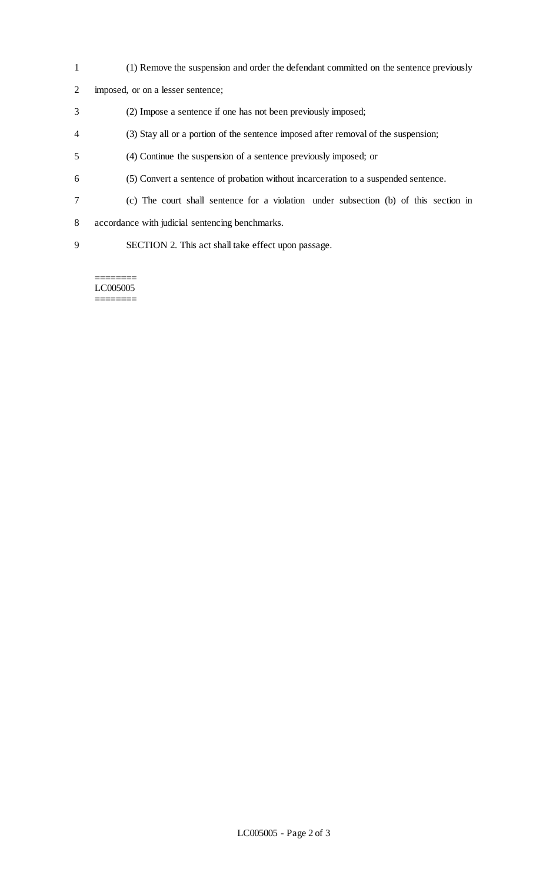(1) Remove the suspension and order the defendant committed on the sentence previously imposed, or on a lesser sentence;

(2) Impose a sentence if one has not been previously imposed;

(3) Stay all or a portion of the sentence imposed after removal of the suspension;

(4) Continue the suspension of a sentence previously imposed; or

(5) Convert a sentence of probation without incarceration to a suspended sentence.

(c) The court shall sentence for a violation under subsection (b) of this section in accordance with judicial sentencing benchmarks.

SECTION 2. This act shall take effect upon passage.

========
LC005005
========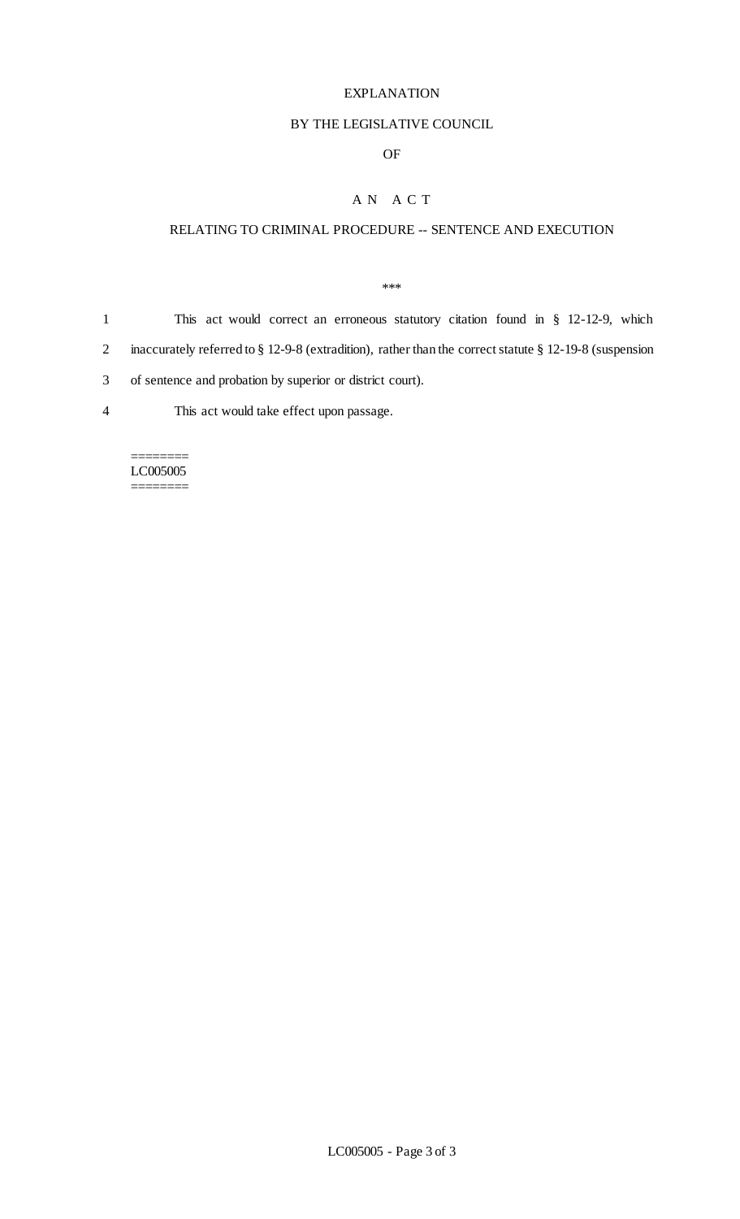EXPLANATION

BY THE LEGISLATIVE COUNCIL

OF

A N   A C T

RELATING TO CRIMINAL PROCEDURE -- SENTENCE AND EXECUTION

\*\*\*

1 This act would correct an erroneous statutory citation found in § 12-12-9, which
2 inaccurately referred to § 12-9-8 (extradition), rather than the correct statute § 12-19-8 (suspension
3 of sentence and probation by superior or district court).

4 This act would take effect upon passage.

========
LC005005
========